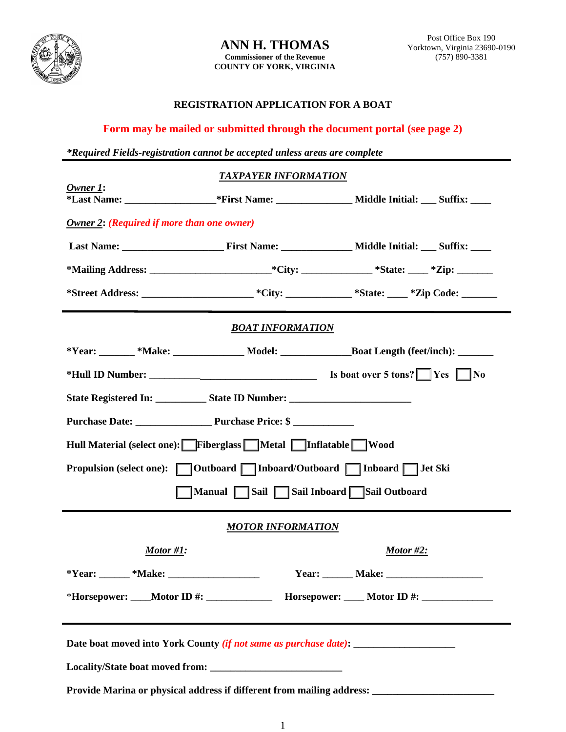# ANN H. THOMAS

**Commissioner of the Revenue**
**COUNTY OF YORK, VIRGINIA**

Post Office Box 190
Yorktown, Virginia 23690-0190
(757) 890-3381

## REGISTRATION APPLICATION FOR A BOAT

**Form may be mailed or submitted through the document portal (see page 2)**

***Required Fields-registration cannot be accepted unless areas are complete***

### *TAXPAYER INFORMATION*

***Owner 1*:**
**\*Last Name: _________________\*First Name: ______________ Middle Initial: ___ Suffix: ____**

***Owner 2*: *(Required if more than one owner)***

**Last Name: ___________________ First Name: _____________ Middle Initial: ___ Suffix: ____**

**\*Mailing Address: ______________________\*City: _____________ \*State: ____ \*Zip: _______**

**\*Street Address: _____________________ \*City: ____________ \*State: ____ \*Zip Code: _______**

### *BOAT INFORMATION*

**\*Year: _______ \*Make: _____________ Model: _____________Boat Length (feet/inch): _______**

**\*Hull ID Number: __________________________________ Is boat over 5 tons? ☐ Yes ☐ No**

**State Registered In: __________ State ID Number: _______________________**

**Purchase Date: _______________ Purchase Price: $ ____________**

**Hull Material (select one): ☐ Fiberglass ☐ Metal ☐ Inflatable ☐ Wood**

**Propulsion (select one): ☐ Outboard ☐ Inboard/Outboard ☐ Inboard ☐ Jet Ski**

**☐ Manual ☐ Sail ☐ Sail Inboard ☐ Sail Outboard**

### *MOTOR INFORMATION*

***Motor #1:***

**\*Year: ______ \*Make: _________________**

**\*Horsepower: ____Motor ID #: ____________**

***Motor #2:***

**Year: ______ Make: __________________**

**Horsepower: ____ Motor ID #: _____________**

**Date boat moved into York County *(if not same as purchase date)*: ___________________**

**Locality/State boat moved from: _________________________**

**Provide Marina or physical address if different from mailing address: _______________________**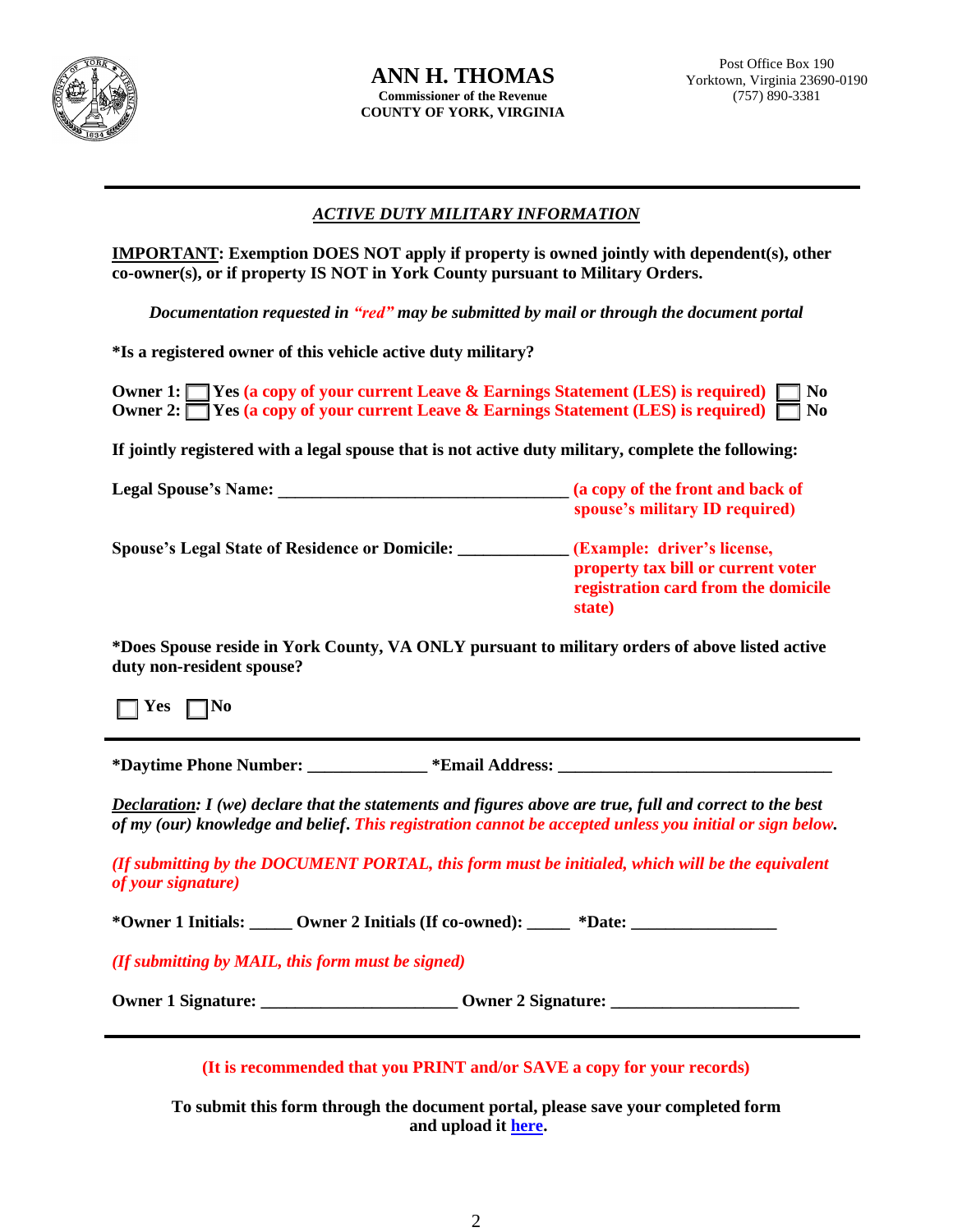**ANN H. THOMAS**
**Commissioner of the Revenue**
**COUNTY OF YORK, VIRGINIA**

Post Office Box 190
Yorktown, Virginia 23690-0190
(757) 890-3381

---

## *ACTIVE DUTY MILITARY INFORMATION*

**IMPORTANT: Exemption DOES NOT apply if property is owned jointly with dependent(s), other co-owner(s), or if property IS NOT in York County pursuant to Military Orders.**

*Documentation requested in "red" may be submitted by mail or through the document portal*

**\*Is a registered owner of this vehicle active duty military?**

**Owner 1:** ☐ **Yes (a copy of your current Leave & Earnings Statement (LES) is required)** ☐ **No**
**Owner 2:** ☐ **Yes (a copy of your current Leave & Earnings Statement (LES) is required)** ☐ **No**

**If jointly registered with a legal spouse that is not active duty military, complete the following:**

**Legal Spouse's Name:** ________________________________ **(a copy of the front and back of spouse's military ID required)**

**Spouse's Legal State of Residence or Domicile:** ____________ **(Example: driver's license, property tax bill or current voter registration card from the domicile state)**

**\*Does Spouse reside in York County, VA ONLY pursuant to military orders of above listed active duty non-resident spouse?**

☐ **Yes** ☐ **No**

---

**\*Daytime Phone Number:** _____________ **\*Email Address:** ________________________________

***Declaration**: I (we) declare that the statements and figures above are true, full and correct to the best of my (our) knowledge and belief. This registration cannot be accepted unless you initial or sign below.*

*(If submitting by the DOCUMENT PORTAL, this form must be initialed, which will be the equivalent of your signature)*

**\*Owner 1 Initials:** _____ **Owner 2 Initials (If co-owned):** _____ **\*Date:** ________________

*(If submitting by MAIL, this form must be signed)*

**Owner 1 Signature:** ______________________ **Owner 2 Signature:** ______________________

---

**(It is recommended that you PRINT and/or SAVE a copy for your records)**

**To submit this form through the document portal, please save your completed form and upload it here.**